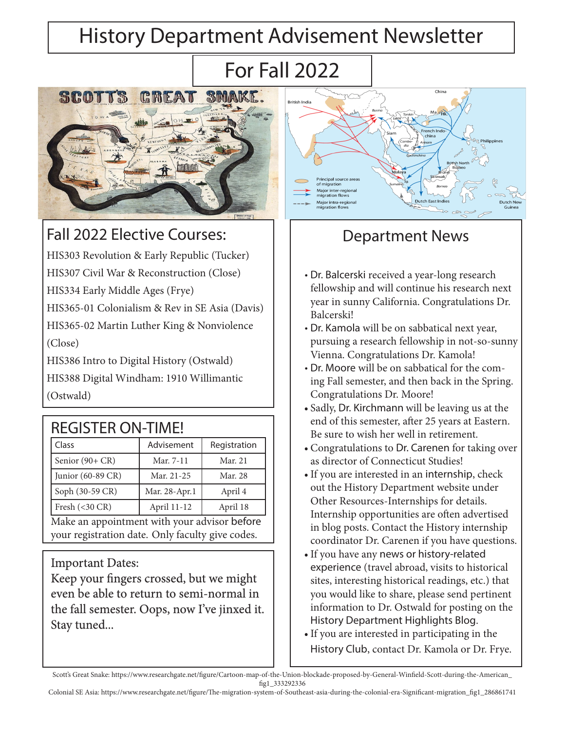# History Department Advisement Newsletter

## For Fall 2022

## Fall 2022 Elective Courses:

HIS303 Revolution & Early Republic (Tucker)
HIS307 Civil War & Reconstruction (Close)
HIS334 Early Middle Ages (Frye)
HIS365-01 Colonialism & Rev in SE Asia (Davis)
HIS365-02 Martin Luther King & Nonviolence (Close)
HIS386 Intro to Digital History (Ostwald)
HIS388 Digital Windham: 1910 Willimantic (Ostwald)

## REGISTER ON-TIME!

| Class | Advisement | Registration |
|---|---|---|
| Senior (90+ CR) | Mar. 7-11 | Mar. 21 |
| Junior (60-89 CR) | Mar. 21-25 | Mar. 28 |
| Soph (30-59 CR) | Mar. 28-Apr.1 | April 4 |
| Fresh (<30 CR) | April 11-12 | April 18 |

Make an appointment with your advisor before your registration date. Only faculty give codes.

Important Dates:

Keep your fingers crossed, but we might even be able to return to semi-normal in the fall semester. Oops, now I've jinxed it. Stay tuned...

## Department News

- Dr. Balcerski received a year-long research fellowship and will continue his research next year in sunny California. Congratulations Dr. Balcerski!
- Dr. Kamola will be on sabbatical next year, pursuing a research fellowship in not-so-sunny Vienna. Congratulations Dr. Kamola!
- Dr. Moore will be on sabbatical for the coming Fall semester, and then back in the Spring. Congratulations Dr. Moore!
- Sadly, Dr. Kirchmann will be leaving us at the end of this semester, after 25 years at Eastern. Be sure to wish her well in retirement.
- Congratulations to Dr. Carenen for taking over as director of Connecticut Studies!
- If you are interested in an internship, check out the History Department website under Other Resources-Internships for details. Internship opportunities are often advertised in blog posts. Contact the History internship coordinator Dr. Carenen if you have questions.
- If you have any news or history-related experience (travel abroad, visits to historical sites, interesting historical readings, etc.) that you would like to share, please send pertinent information to Dr. Ostwald for posting on the History Department Highlights Blog.
- If you are interested in participating in the History Club, contact Dr. Kamola or Dr. Frye.

Scott's Great Snake: https://www.researchgate.net/figure/Cartoon-map-of-the-Union-blockade-proposed-by-General-Winfield-Scott-during-the-American_fig1_333292336
Colonial SE Asia: https://www.researchgate.net/figure/The-migration-system-of-Southeast-asia-during-the-colonial-era-Significant-migration_fig1_286861741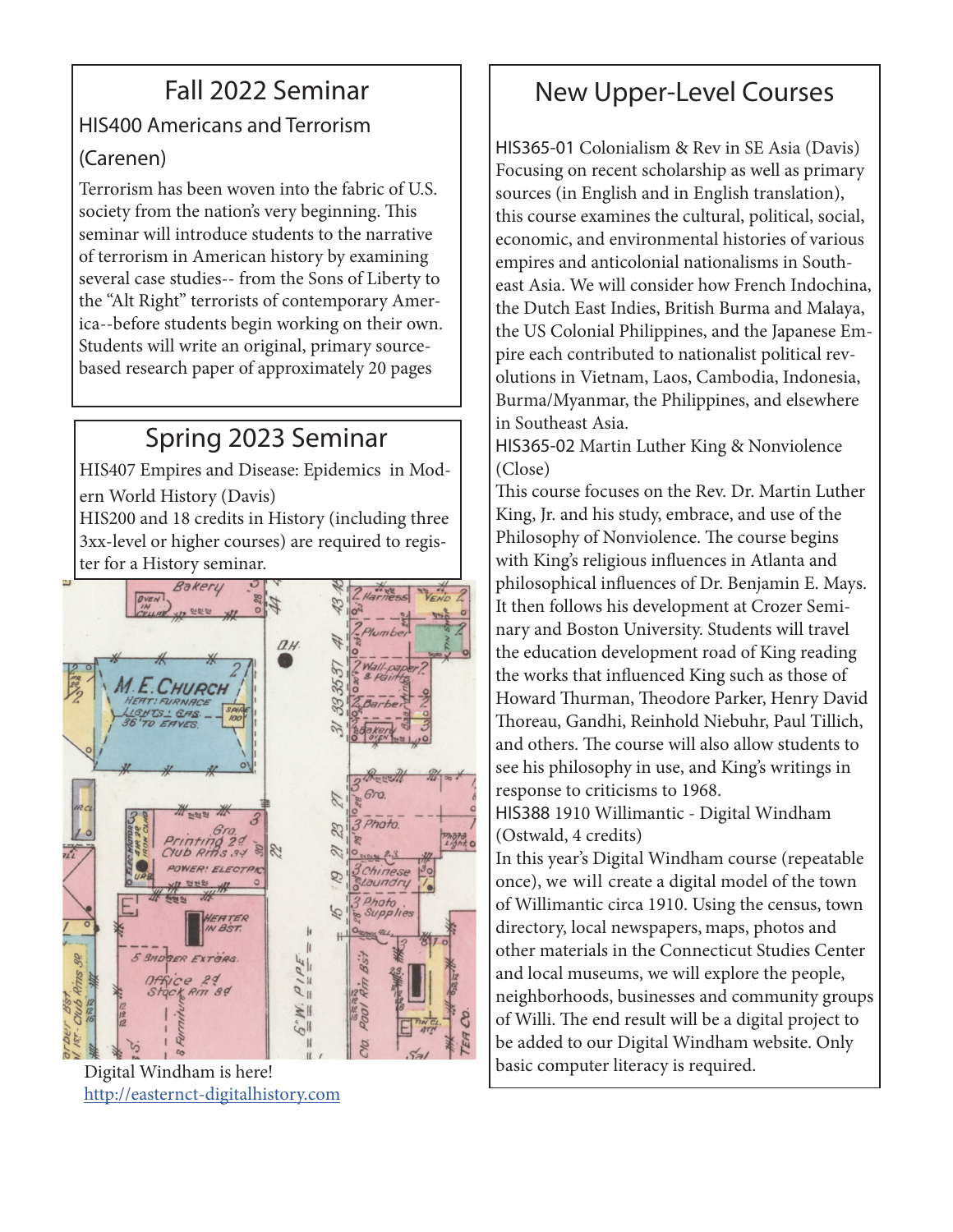## Fall 2022 Seminar

### HIS400 Americans and Terrorism

### (Carenen)

Terrorism has been woven into the fabric of U.S. society from the nation's very beginning. This seminar will introduce students to the narrative of terrorism in American history by examining several case studies-- from the Sons of Liberty to the "Alt Right" terrorists of contemporary America--before students begin working on their own. Students will write an original, primary source-based research paper of approximately 20 pages

## Spring 2023 Seminar

HIS407 Empires and Disease: Epidemics in Modern World History (Davis)

HIS200 and 18 credits in History (including three 3xx-level or higher courses) are required to register for a History seminar.

Digital Windham is here!
http://easternct-digitalhistory.com

## New Upper-Level Courses

HIS365-01 Colonialism & Rev in SE Asia (Davis)
Focusing on recent scholarship as well as primary sources (in English and in English translation), this course examines the cultural, political, social, economic, and environmental histories of various empires and anticolonial nationalisms in Southeast Asia. We will consider how French Indochina, the Dutch East Indies, British Burma and Malaya, the US Colonial Philippines, and the Japanese Empire each contributed to nationalist political revolutions in Vietnam, Laos, Cambodia, Indonesia, Burma/Myanmar, the Philippines, and elsewhere in Southeast Asia.

HIS365-02 Martin Luther King & Nonviolence (Close)
This course focuses on the Rev. Dr. Martin Luther King, Jr. and his study, embrace, and use of the Philosophy of Nonviolence. The course begins with King's religious influences in Atlanta and philosophical influences of Dr. Benjamin E. Mays. It then follows his development at Crozer Seminary and Boston University. Students will travel the education development road of King reading the works that influenced King such as those of Howard Thurman, Theodore Parker, Henry David Thoreau, Gandhi, Reinhold Niebuhr, Paul Tillich, and others. The course will also allow students to see his philosophy in use, and King's writings in response to criticisms to 1968.

HIS388 1910 Willimantic - Digital Windham (Ostwald, 4 credits)
In this year's Digital Windham course (repeatable once), we will create a digital model of the town of Willimantic circa 1910. Using the census, town directory, local newspapers, maps, photos and other materials in the Connecticut Studies Center and local museums, we will explore the people, neighborhoods, businesses and community groups of Willi. The end result will be a digital project to be added to our Digital Windham website. Only basic computer literacy is required.